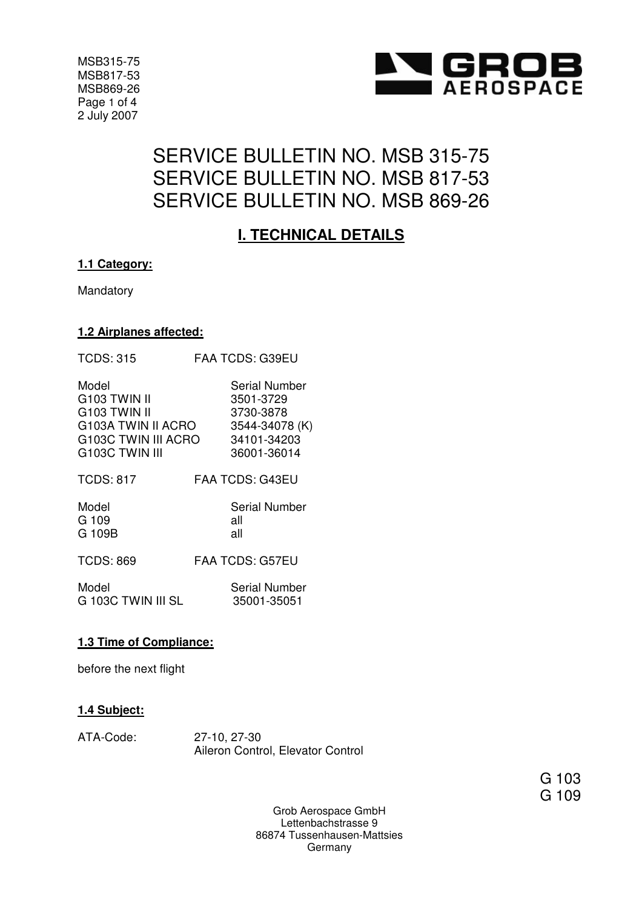# SERVICE BULLETIN NO. MSB 315-75
# SERVICE BULLETIN NO. MSB 817-53
# SERVICE BULLETIN NO. MSB 869-26

## I. TECHNICAL DETAILS

### 1.1 Category:

Mandatory

### 1.2 Airplanes affected:

TCDS: 315 FAA TCDS: G39EU

| Model | Serial Number |
|---|---|
| G103 TWIN II | 3501-3729 |
| G103 TWIN II | 3730-3878 |
| G103A TWIN II ACRO | 3544-34078 (K) |
| G103C TWIN III ACRO | 34101-34203 |
| G103C TWIN III | 36001-36014 |

TCDS: 817 FAA TCDS: G43EU

| Model | Serial Number |
|---|---|
| G 109 | all |
| G 109B | all |

TCDS: 869 FAA TCDS: G57EU

| Model | Serial Number |
|---|---|
| G 103C TWIN III SL | 35001-35051 |

### 1.3 Time of Compliance:

before the next flight

### 1.4 Subject:

ATA-Code: 27-10, 27-30
Aileron Control, Elevator Control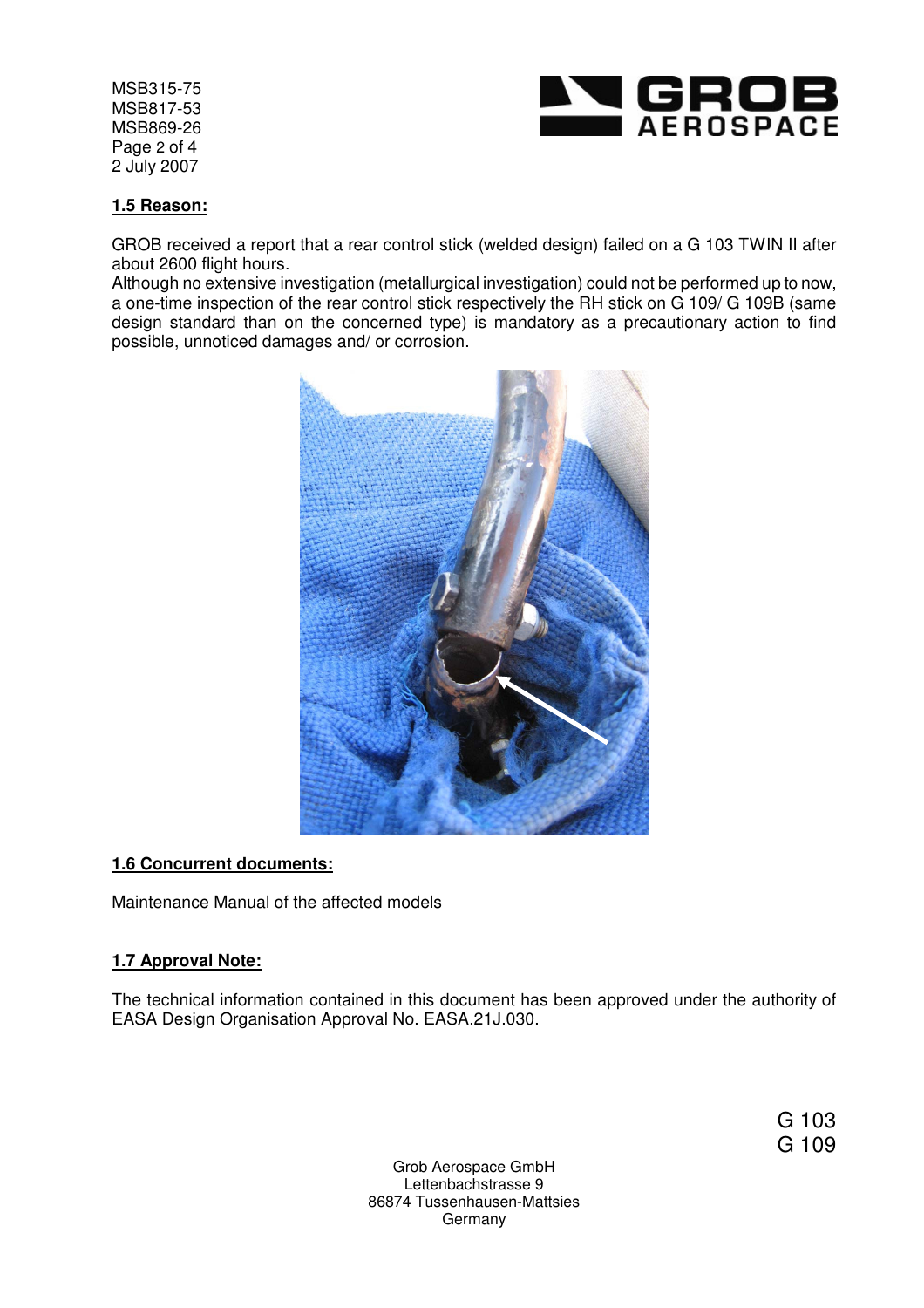## 1.5 Reason:

GROB received a report that a rear control stick (welded design) failed on a G 103 TWIN II after about 2600 flight hours.
Although no extensive investigation (metallurgical investigation) could not be performed up to now, a one-time inspection of the rear control stick respectively the RH stick on G 109/ G 109B (same design standard than on the concerned type) is mandatory as a precautionary action to find possible, unnoticed damages and/ or corrosion.

## 1.6 Concurrent documents:

Maintenance Manual of the affected models

## 1.7 Approval Note:

The technical information contained in this document has been approved under the authority of EASA Design Organisation Approval No. EASA.21J.030.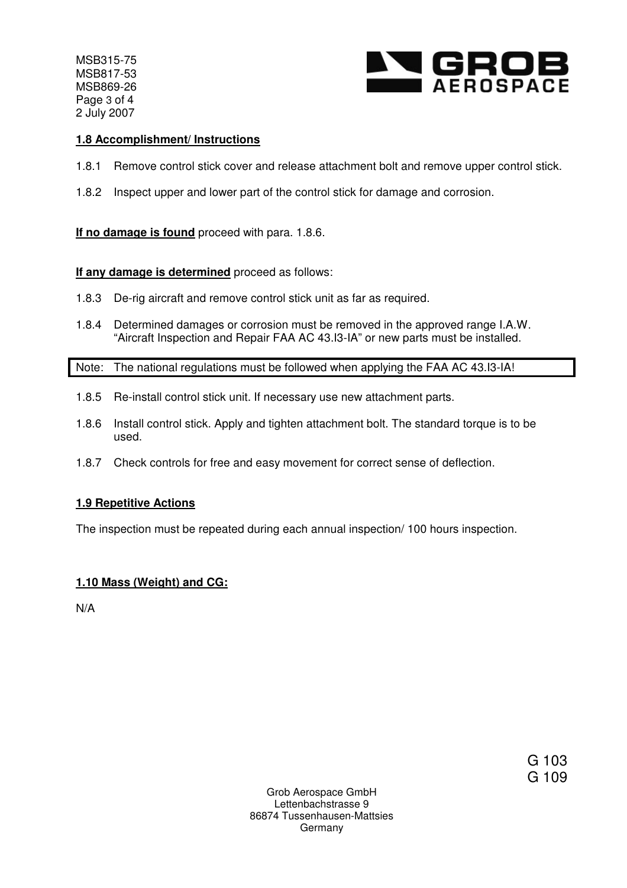### 1.8 Accomplishment/ Instructions

1.8.1 Remove control stick cover and release attachment bolt and remove upper control stick.

1.8.2 Inspect upper and lower part of the control stick for damage and corrosion.

**If no damage is found** proceed with para. 1.8.6.

**If any damage is determined** proceed as follows:

1.8.3 De-rig aircraft and remove control stick unit as far as required.

1.8.4 Determined damages or corrosion must be removed in the approved range I.A.W. "Aircraft Inspection and Repair FAA AC 43.I3-IA" or new parts must be installed.

| Note: The national regulations must be followed when applying the FAA AC 43.I3-IA! |
|---|

1.8.5 Re-install control stick unit. If necessary use new attachment parts.

1.8.6 Install control stick. Apply and tighten attachment bolt. The standard torque is to be used.

1.8.7 Check controls for free and easy movement for correct sense of deflection.

### 1.9 Repetitive Actions

The inspection must be repeated during each annual inspection/ 100 hours inspection.

### 1.10 Mass (Weight) and CG:

N/A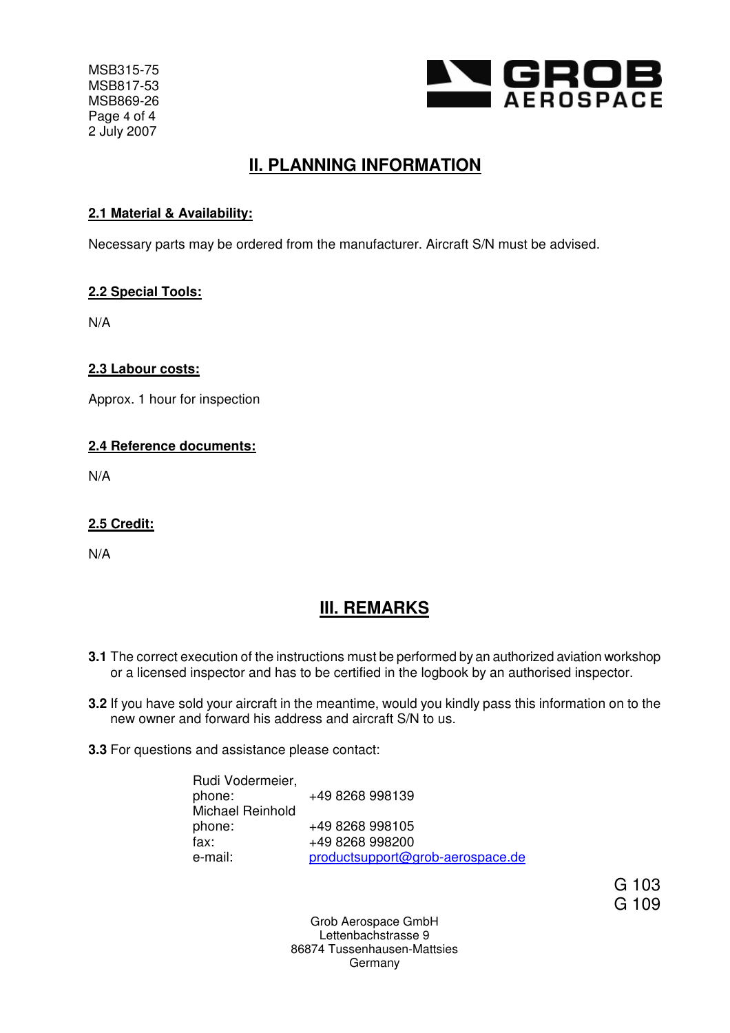## II. PLANNING INFORMATION

### 2.1 Material & Availability:

Necessary parts may be ordered from the manufacturer. Aircraft S/N must be advised.

### 2.2 Special Tools:

N/A

### 2.3 Labour costs:

Approx. 1 hour for inspection

### 2.4 Reference documents:

N/A

### 2.5 Credit:

N/A

## III. REMARKS

**3.1** The correct execution of the instructions must be performed by an authorized aviation workshop or a licensed inspector and has to be certified in the logbook by an authorised inspector.

**3.2** If you have sold your aircraft in the meantime, would you kindly pass this information on to the new owner and forward his address and aircraft S/N to us.

**3.3** For questions and assistance please contact:

| | |
|---|---|
| Rudi Vodermeier, | |
| phone: | +49 8268 998139 |
| Michael Reinhold | |
| phone: | +49 8268 998105 |
| fax: | +49 8268 998200 |
| e-mail: | productsupport@grob-aerospace.de |

G 103
G 109